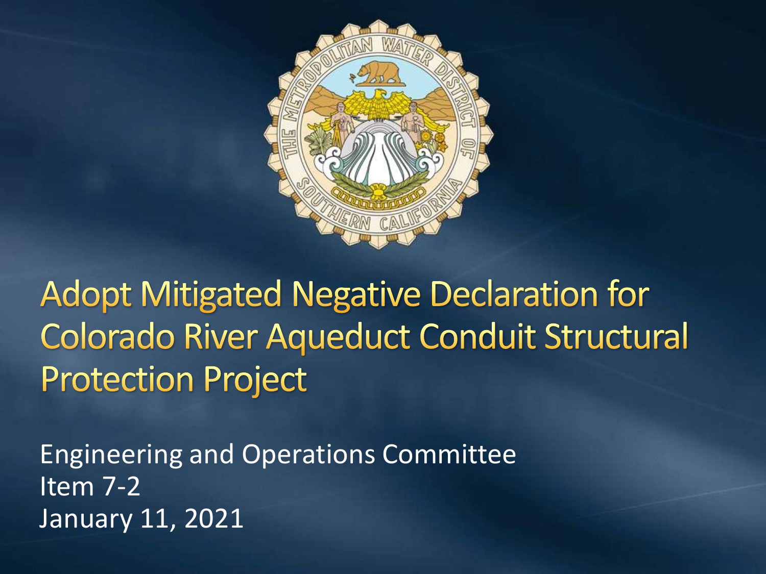# Adopt Mitigated Negative Declaration for Colorado River Aqueduct Conduit Structural Protection Project

Engineering and Operations Committee
Item 7-2
January 11, 2021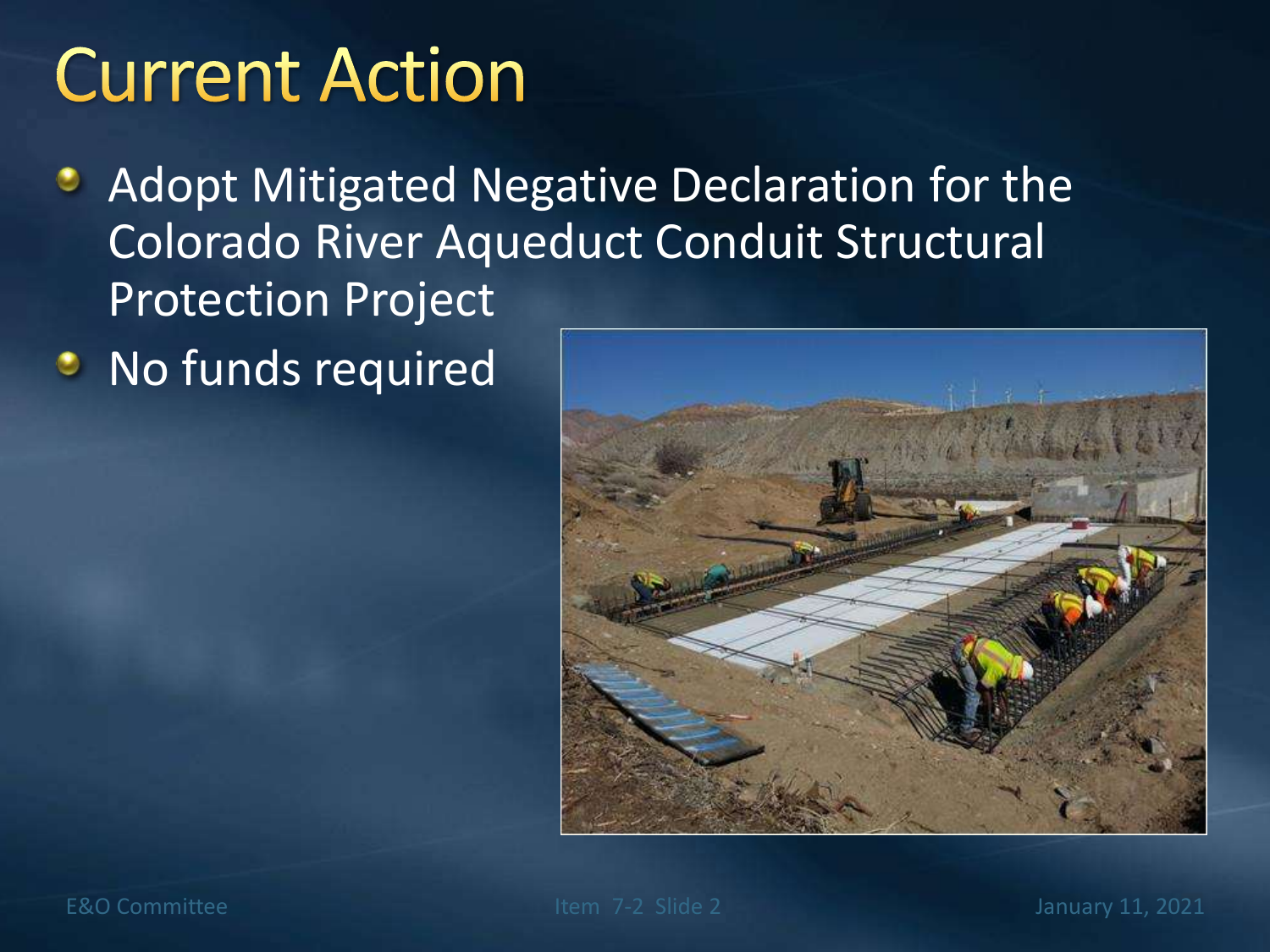# Current Action

- Adopt Mitigated Negative Declaration for the Colorado River Aqueduct Conduit Structural Protection Project
- No funds required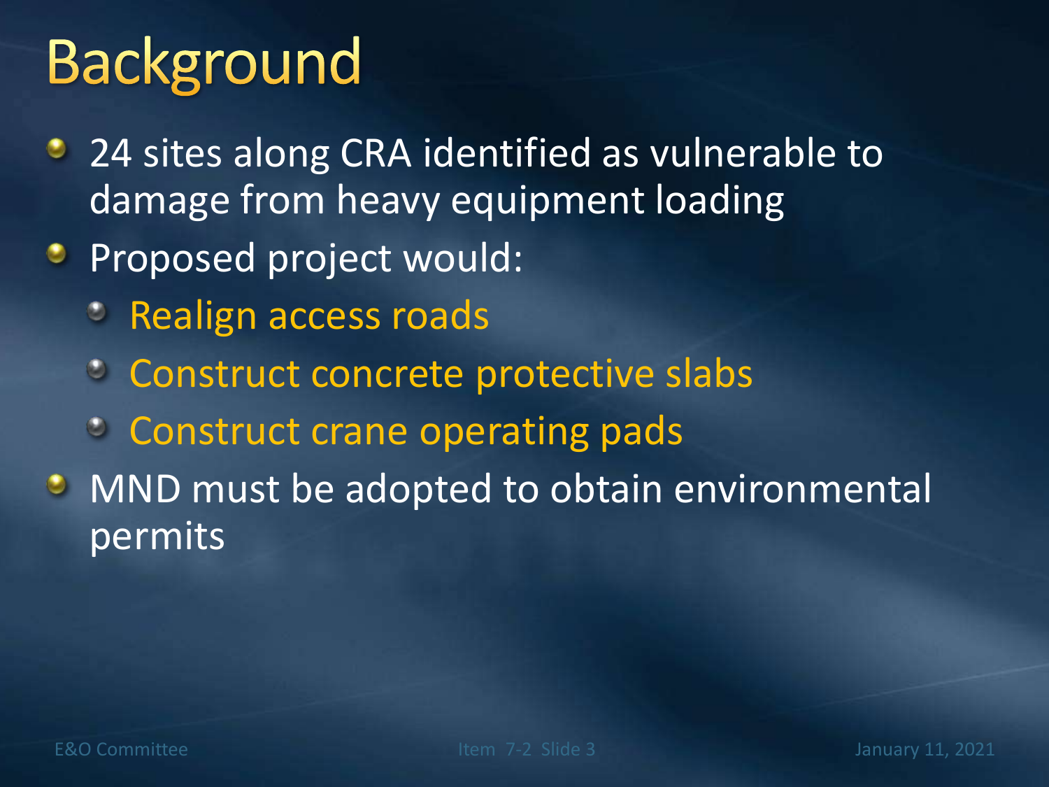# Background

- 24 sites along CRA identified as vulnerable to damage from heavy equipment loading
- Proposed project would:
  - Realign access roads
  - Construct concrete protective slabs
  - Construct crane operating pads
- MND must be adopted to obtain environmental permits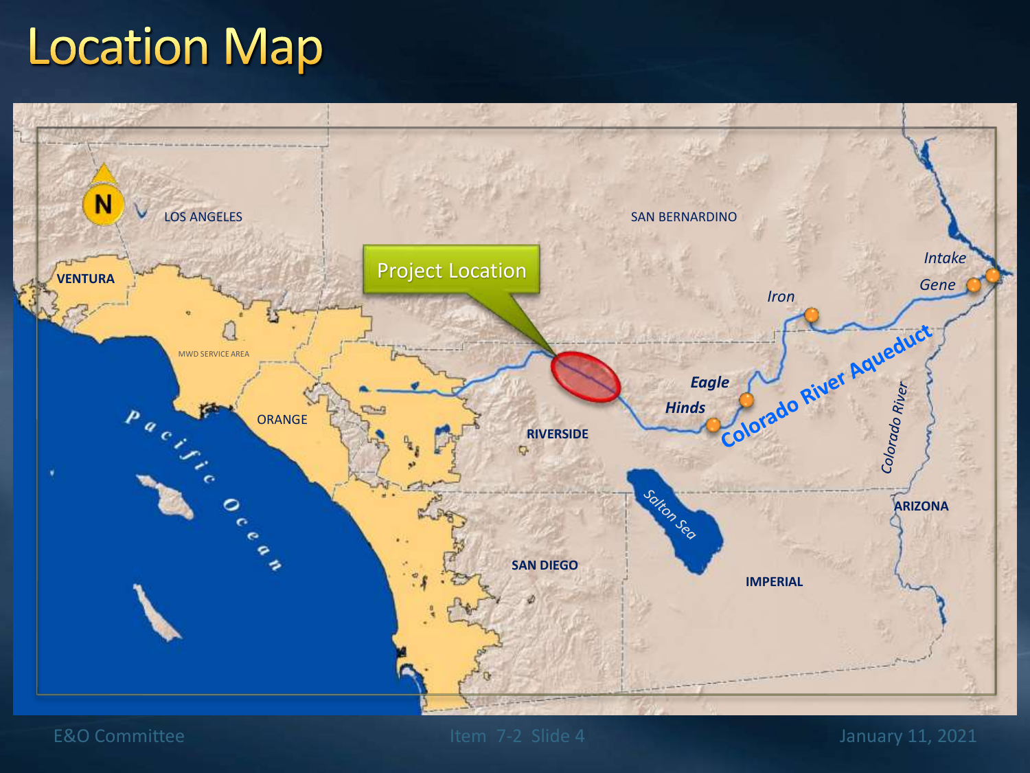# Location Map

Project Location

LOS ANGELES

SAN BERNARDINO

VENTURA

MWD SERVICE AREA

ORANGE

RIVERSIDE

SAN DIEGO

IMPERIAL

ARIZONA

Pacific Ocean

Salton Sea

*Intake*

*Gene*

*Iron*

*Eagle*

*Hinds*

Colorado River Aqueduct

*Colorado River*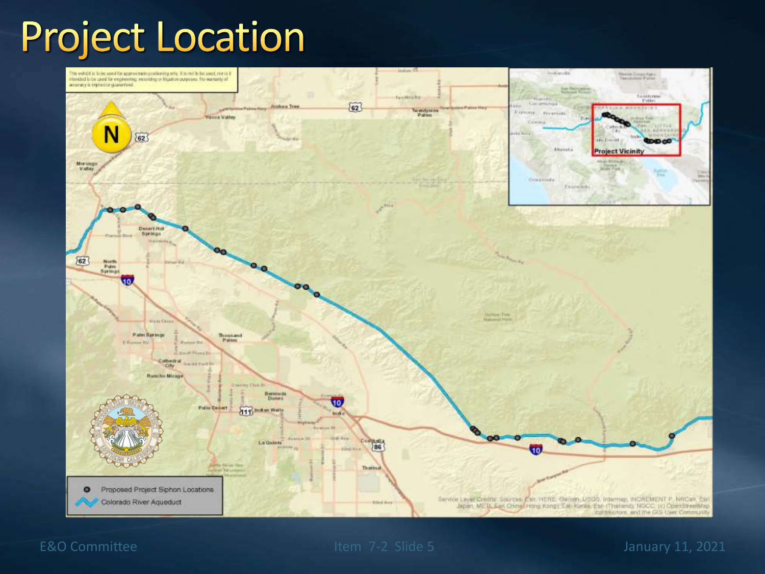# Project Location

This exhibit is to be used for approximate positioning only. It is not to be used, nor is it intended to be used for engineering, recording or litigation purposes. No warranty of accuracy is implied or guaranteed.

Project Vicinity

- Proposed Project Siphon Locations
- Colorado River Aqueduct

Service Layer Credits: Sources: Esri, HERE, Garmin, USGS, Intermap, INCREMENT P, NRCan, Esri Japan, METI, Esri China (Hong Kong), Esri Korea, Esri (Thailand), NGCC, (c) OpenStreetMap contributors, and the GIS User Community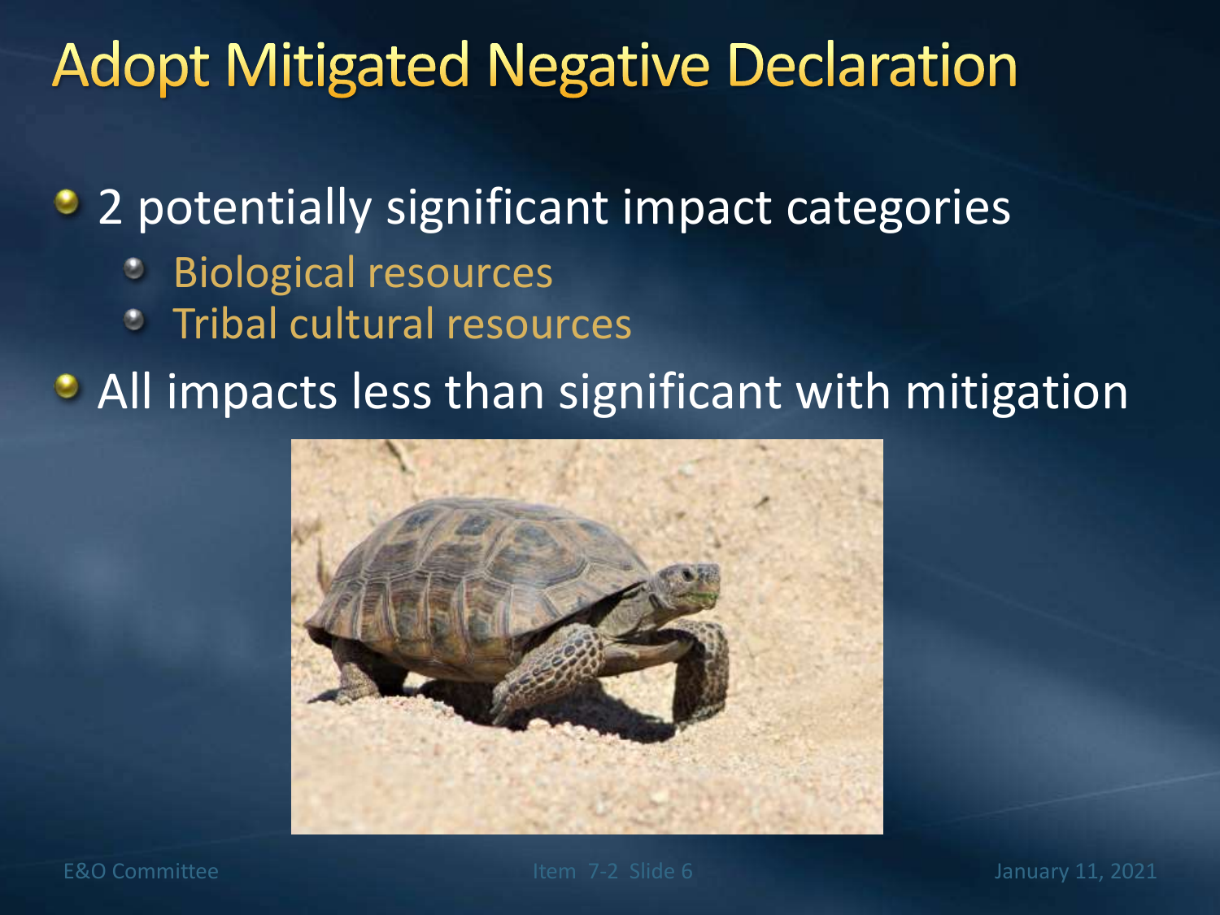# Adopt Mitigated Negative Declaration

- 2 potentially significant impact categories
  - Biological resources
  - Tribal cultural resources
- All impacts less than significant with mitigation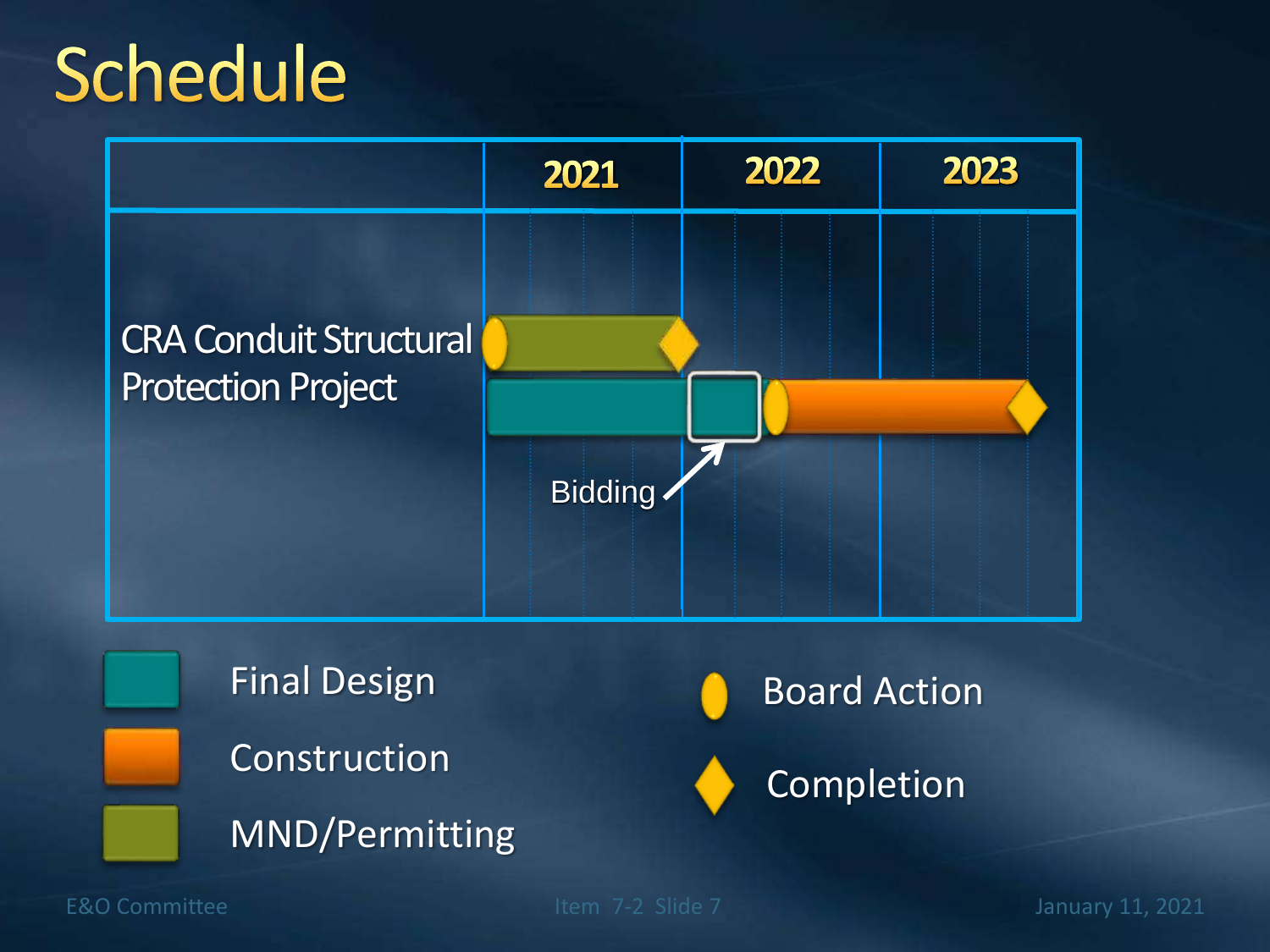# Schedule

| | 2021 | 2022 | 2023 |
|---|---|---|---|
| CRA Conduit Structural Protection Project | | | |

Bidding

- Final Design
- Construction
- MND/Permitting
- Board Action
- Completion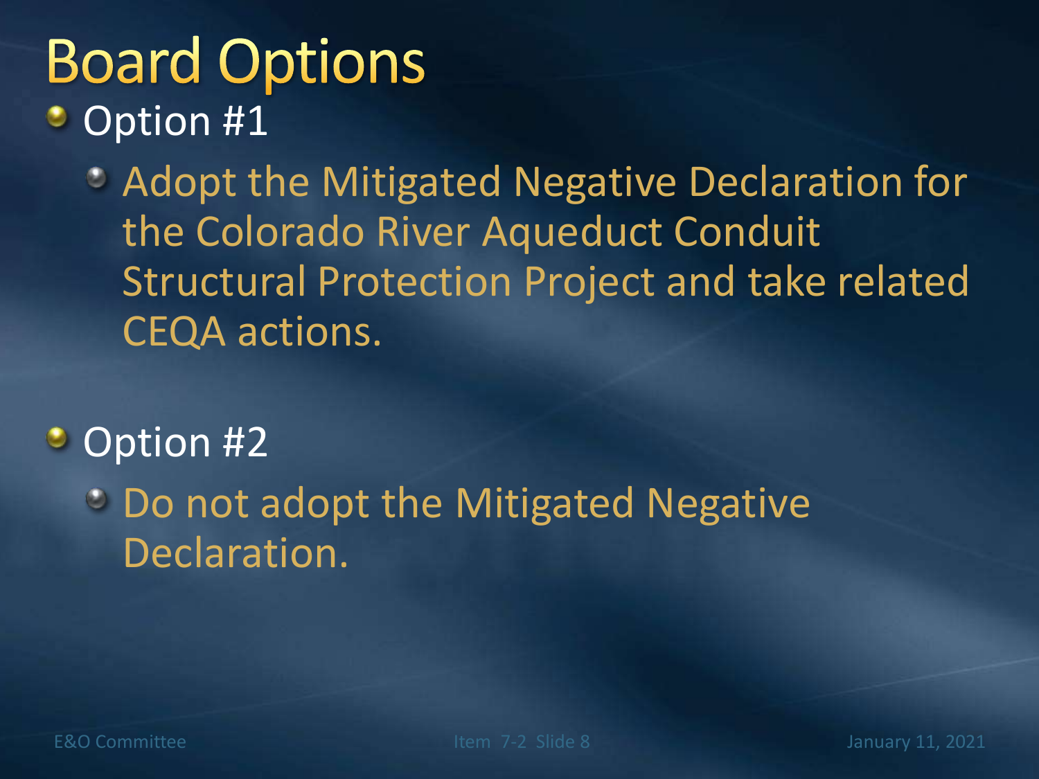# Board Options

- Option #1
  - Adopt the Mitigated Negative Declaration for the Colorado River Aqueduct Conduit Structural Protection Project and take related CEQA actions.

- Option #2
  - Do not adopt the Mitigated Negative Declaration.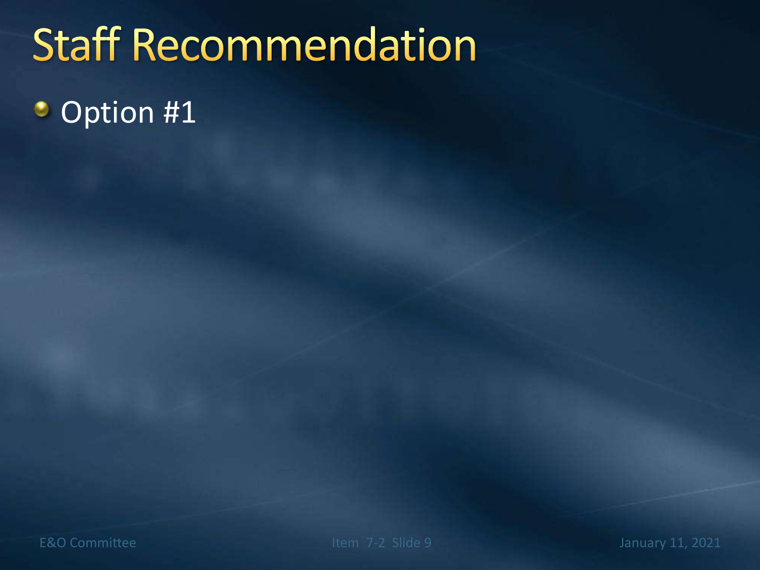# Staff Recommendation

- Option #1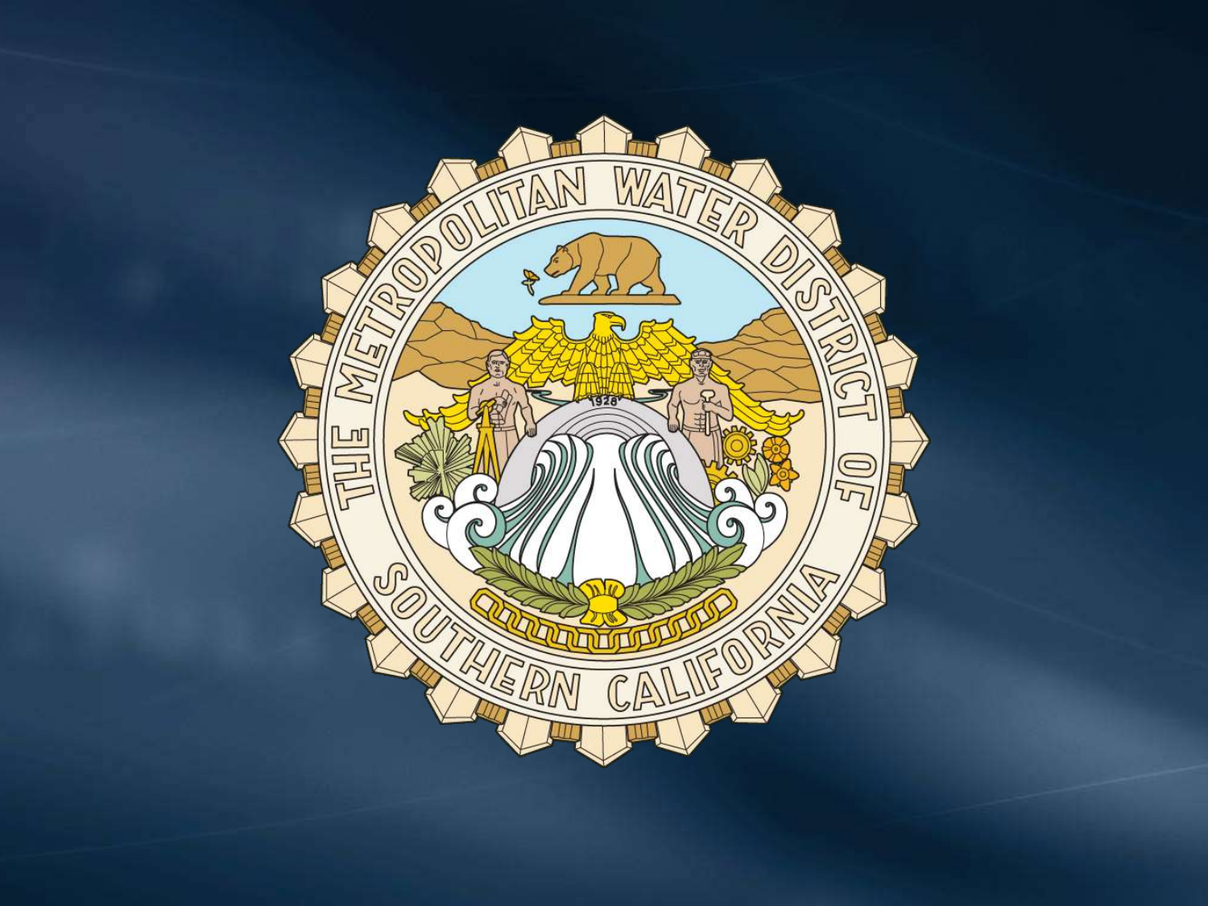THE METROPOLITAN WATER DISTRICT OF SOUTHERN CALIFORNIA

1928